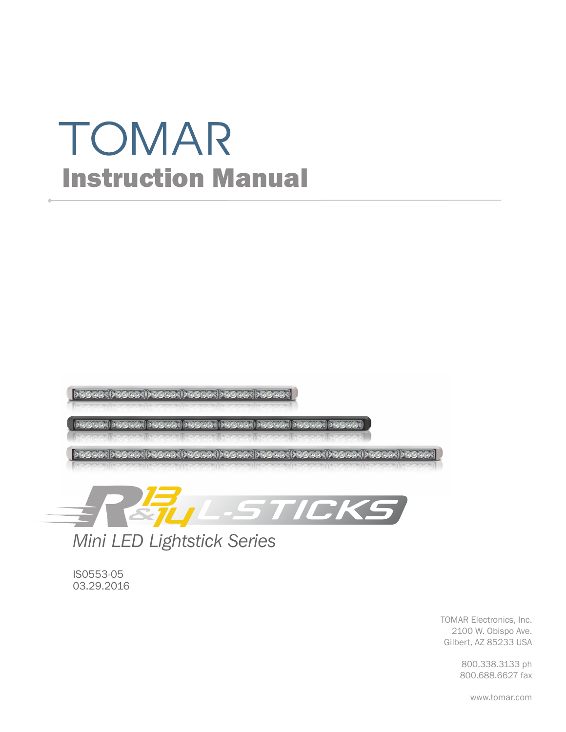# TOMAR

## Instruction Manual

R13 & 14 L-STICKS

*Mini LED Lightstick Series*

IS0553-05
03.29.2016

TOMAR Electronics, Inc.
2100 W. Obispo Ave.
Gilbert, AZ 85233 USA

800.338.3133 ph
800.688.6627 fax

www.tomar.com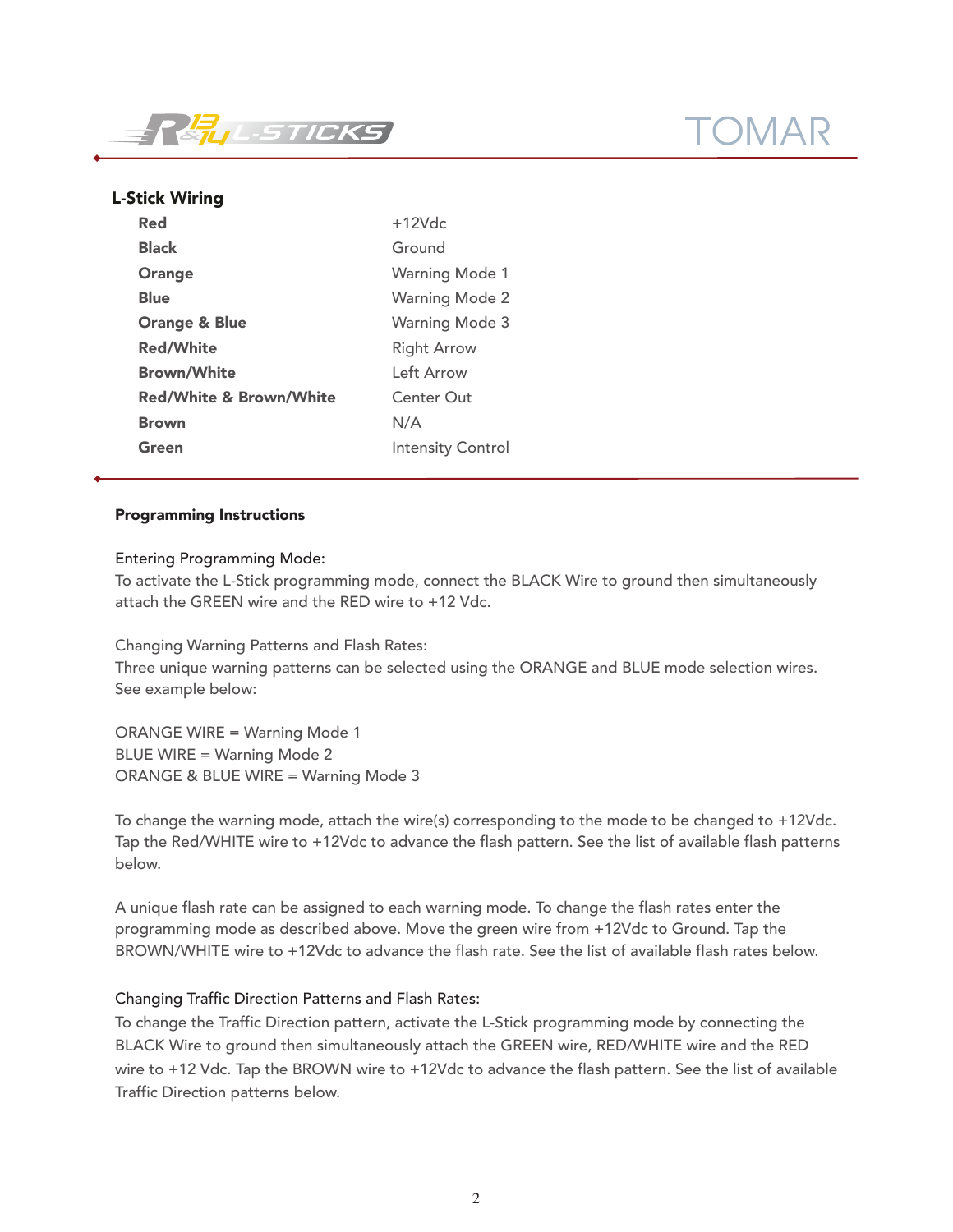## L-Stick Wiring

| | |
|---|---|
| **Red** | +12Vdc |
| **Black** | Ground |
| **Orange** | Warning Mode 1 |
| **Blue** | Warning Mode 2 |
| **Orange & Blue** | Warning Mode 3 |
| **Red/White** | Right Arrow |
| **Brown/White** | Left Arrow |
| **Red/White & Brown/White** | Center Out |
| **Brown** | N/A |
| **Green** | Intensity Control |

## Programming Instructions

Entering Programming Mode:
To activate the L-Stick programming mode, connect the BLACK Wire to ground then simultaneously attach the GREEN wire and the RED wire to +12 Vdc.

Changing Warning Patterns and Flash Rates:
Three unique warning patterns can be selected using the ORANGE and BLUE mode selection wires. See example below:

ORANGE WIRE = Warning Mode 1
BLUE WIRE = Warning Mode 2
ORANGE & BLUE WIRE = Warning Mode 3

To change the warning mode, attach the wire(s) corresponding to the mode to be changed to +12Vdc. Tap the Red/WHITE wire to +12Vdc to advance the flash pattern. See the list of available flash patterns below.

A unique flash rate can be assigned to each warning mode. To change the flash rates enter the programming mode as described above. Move the green wire from +12Vdc to Ground. Tap the BROWN/WHITE wire to +12Vdc to advance the flash rate. See the list of available flash rates below.

Changing Traffic Direction Patterns and Flash Rates:
To change the Traffic Direction pattern, activate the L-Stick programming mode by connecting the BLACK Wire to ground then simultaneously attach the GREEN wire, RED/WHITE wire and the RED wire to +12 Vdc. Tap the BROWN wire to +12Vdc to advance the flash pattern. See the list of available Traffic Direction patterns below.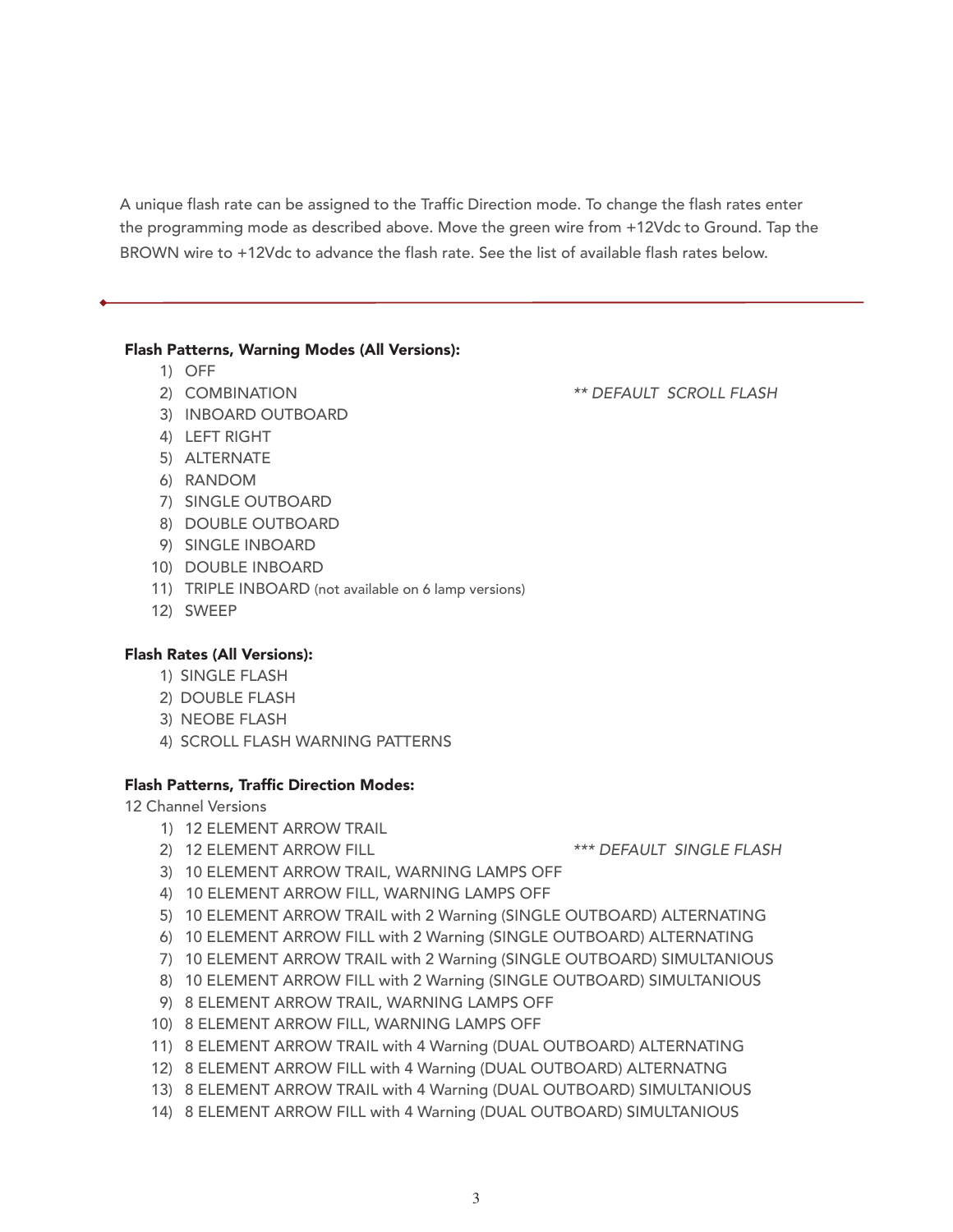A unique flash rate can be assigned to the Traffic Direction mode. To change the flash rates enter the programming mode as described above. Move the green wire from +12Vdc to Ground. Tap the BROWN wire to +12Vdc to advance the flash rate. See the list of available flash rates below.

---

**Flash Patterns, Warning Modes (All Versions):**

1) OFF
2) COMBINATION *** DEFAULT SCROLL FLASH*
3) INBOARD OUTBOARD
4) LEFT RIGHT
5) ALTERNATE
6) RANDOM
7) SINGLE OUTBOARD
8) DOUBLE OUTBOARD
9) SINGLE INBOARD
10) DOUBLE INBOARD
11) TRIPLE INBOARD (not available on 6 lamp versions)
12) SWEEP

**Flash Rates (All Versions):**

1) SINGLE FLASH
2) DOUBLE FLASH
3) NEOBE FLASH
4) SCROLL FLASH WARNING PATTERNS

**Flash Patterns, Traffic Direction Modes:**

12 Channel Versions

1) 12 ELEMENT ARROW TRAIL
2) 12 ELEMENT ARROW FILL **** DEFAULT SINGLE FLASH*
3) 10 ELEMENT ARROW TRAIL, WARNING LAMPS OFF
4) 10 ELEMENT ARROW FILL, WARNING LAMPS OFF
5) 10 ELEMENT ARROW TRAIL with 2 Warning (SINGLE OUTBOARD) ALTERNATING
6) 10 ELEMENT ARROW FILL with 2 Warning (SINGLE OUTBOARD) ALTERNATING
7) 10 ELEMENT ARROW TRAIL with 2 Warning (SINGLE OUTBOARD) SIMULTANIOUS
8) 10 ELEMENT ARROW FILL with 2 Warning (SINGLE OUTBOARD) SIMULTANIOUS
9) 8 ELEMENT ARROW TRAIL, WARNING LAMPS OFF
10) 8 ELEMENT ARROW FILL, WARNING LAMPS OFF
11) 8 ELEMENT ARROW TRAIL with 4 Warning (DUAL OUTBOARD) ALTERNATING
12) 8 ELEMENT ARROW FILL with 4 Warning (DUAL OUTBOARD) ALTERNATNG
13) 8 ELEMENT ARROW TRAIL with 4 Warning (DUAL OUTBOARD) SIMULTANIOUS
14) 8 ELEMENT ARROW FILL with 4 Warning (DUAL OUTBOARD) SIMULTANIOUS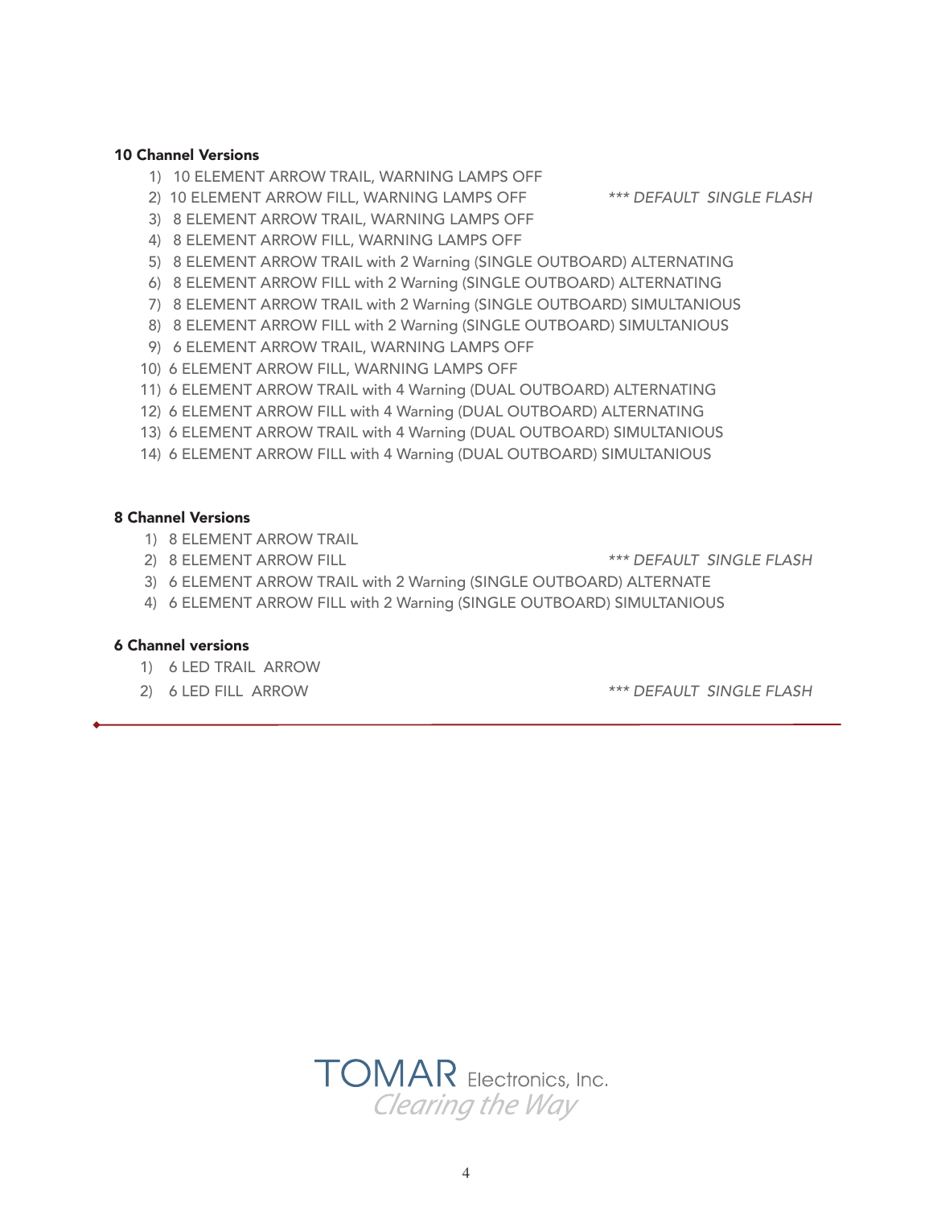**10 Channel Versions**

1) 10 ELEMENT ARROW TRAIL, WARNING LAMPS OFF
2) 10 ELEMENT ARROW FILL, WARNING LAMPS OFF *** DEFAULT SINGLE FLASH*
3) 8 ELEMENT ARROW TRAIL, WARNING LAMPS OFF
4) 8 ELEMENT ARROW FILL, WARNING LAMPS OFF
5) 8 ELEMENT ARROW TRAIL with 2 Warning (SINGLE OUTBOARD) ALTERNATING
6) 8 ELEMENT ARROW FILL with 2 Warning (SINGLE OUTBOARD) ALTERNATING
7) 8 ELEMENT ARROW TRAIL with 2 Warning (SINGLE OUTBOARD) SIMULTANIOUS
8) 8 ELEMENT ARROW FILL with 2 Warning (SINGLE OUTBOARD) SIMULTANIOUS
9) 6 ELEMENT ARROW TRAIL, WARNING LAMPS OFF
10) 6 ELEMENT ARROW FILL, WARNING LAMPS OFF
11) 6 ELEMENT ARROW TRAIL with 4 Warning (DUAL OUTBOARD) ALTERNATING
12) 6 ELEMENT ARROW FILL with 4 Warning (DUAL OUTBOARD) ALTERNATING
13) 6 ELEMENT ARROW TRAIL with 4 Warning (DUAL OUTBOARD) SIMULTANIOUS
14) 6 ELEMENT ARROW FILL with 4 Warning (DUAL OUTBOARD) SIMULTANIOUS

**8 Channel Versions**

1) 8 ELEMENT ARROW TRAIL
2) 8 ELEMENT ARROW FILL *** DEFAULT SINGLE FLASH*
3) 6 ELEMENT ARROW TRAIL with 2 Warning (SINGLE OUTBOARD) ALTERNATE
4) 6 ELEMENT ARROW FILL with 2 Warning (SINGLE OUTBOARD) SIMULTANIOUS

**6 Channel versions**

1) 6 LED TRAIL ARROW
2) 6 LED FILL ARROW *** DEFAULT SINGLE FLASH*

---

TOMAR Electronics, Inc.
*Clearing the Way*